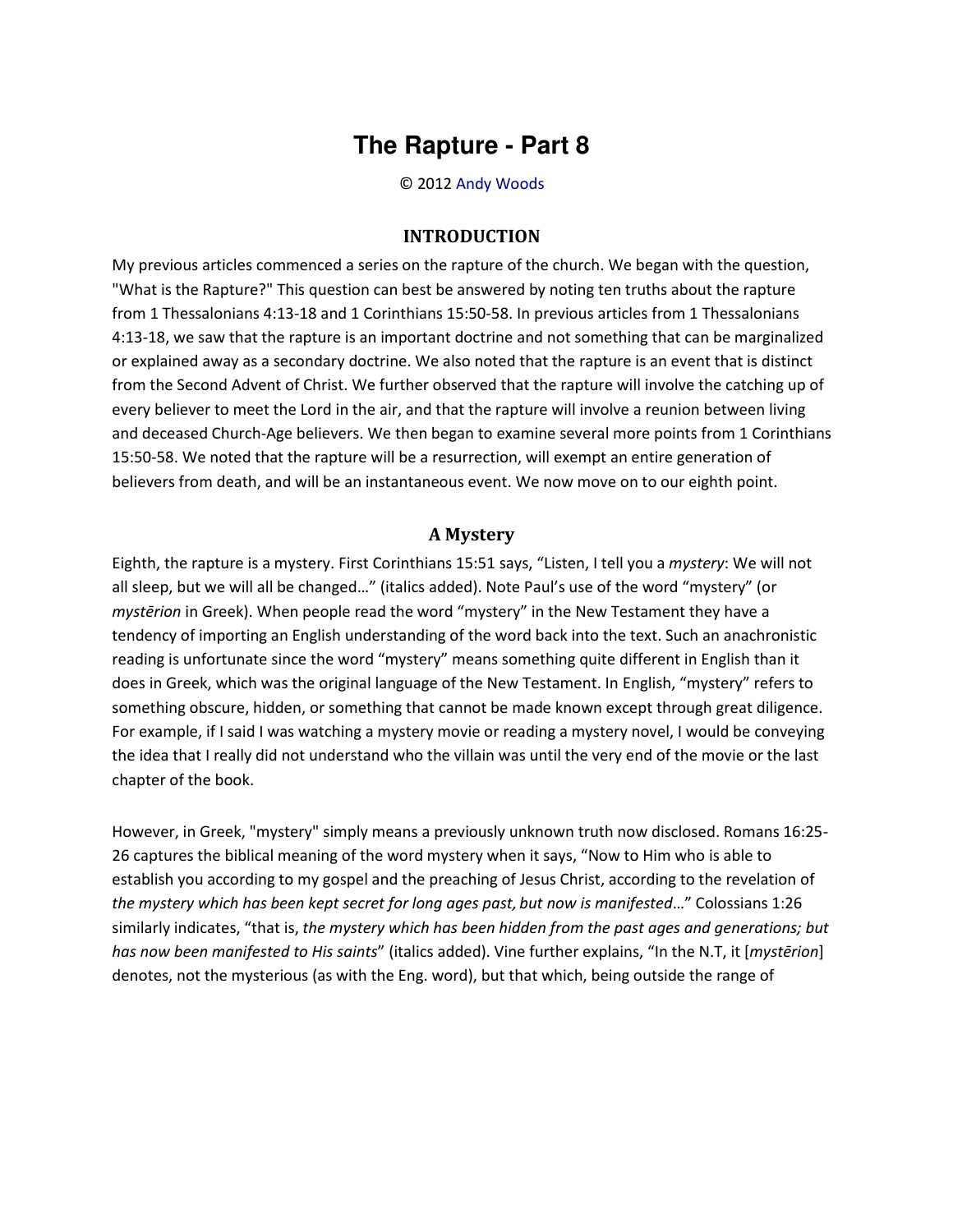# The Rapture - Part 8

© 2012 Andy Woods

## INTRODUCTION

My previous articles commenced a series on the rapture of the church. We began with the question, "What is the Rapture?" This question can best be answered by noting ten truths about the rapture from 1 Thessalonians 4:13-18 and 1 Corinthians 15:50-58. In previous articles from 1 Thessalonians 4:13-18, we saw that the rapture is an important doctrine and not something that can be marginalized or explained away as a secondary doctrine. We also noted that the rapture is an event that is distinct from the Second Advent of Christ. We further observed that the rapture will involve the catching up of every believer to meet the Lord in the air, and that the rapture will involve a reunion between living and deceased Church-Age believers. We then began to examine several more points from 1 Corinthians 15:50-58. We noted that the rapture will be a resurrection, will exempt an entire generation of believers from death, and will be an instantaneous event. We now move on to our eighth point.

## A Mystery

Eighth, the rapture is a mystery. First Corinthians 15:51 says, "Listen, I tell you a *mystery*: We will not all sleep, but we will all be changed…" (italics added). Note Paul's use of the word "mystery" (or *mystērion* in Greek). When people read the word "mystery" in the New Testament they have a tendency of importing an English understanding of the word back into the text. Such an anachronistic reading is unfortunate since the word "mystery" means something quite different in English than it does in Greek, which was the original language of the New Testament. In English, "mystery" refers to something obscure, hidden, or something that cannot be made known except through great diligence. For example, if I said I was watching a mystery movie or reading a mystery novel, I would be conveying the idea that I really did not understand who the villain was until the very end of the movie or the last chapter of the book.

However, in Greek, "mystery" simply means a previously unknown truth now disclosed. Romans 16:25-26 captures the biblical meaning of the word mystery when it says, "Now to Him who is able to establish you according to my gospel and the preaching of Jesus Christ, according to the revelation of *the mystery which has been kept secret for long ages past, but now is manifested*…" Colossians 1:26 similarly indicates, "that is, *the mystery which has been hidden from the past ages and generations; but has now been manifested to His saints*" (italics added). Vine further explains, "In the N.T, it [*mystērion*] denotes, not the mysterious (as with the Eng. word), but that which, being outside the range of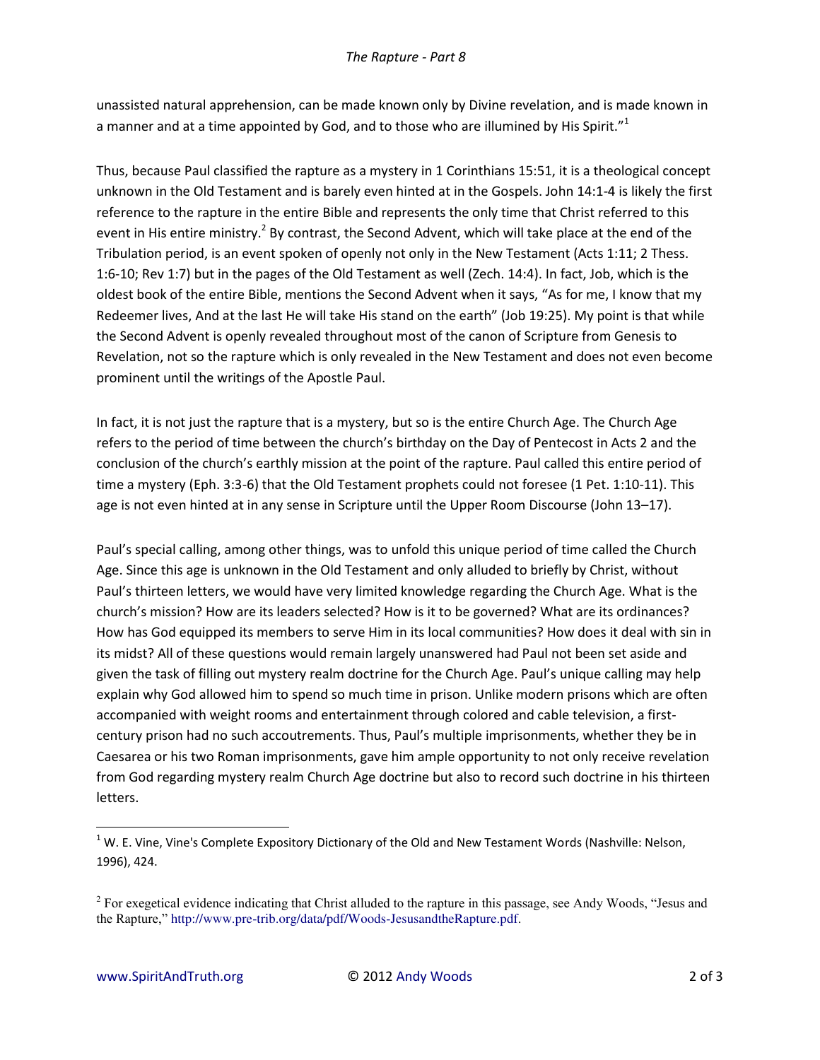unassisted natural apprehension, can be made known only by Divine revelation, and is made known in a manner and at a time appointed by God, and to those who are illumined by His Spirit."[1]

Thus, because Paul classified the rapture as a mystery in 1 Corinthians 15:51, it is a theological concept unknown in the Old Testament and is barely even hinted at in the Gospels. John 14:1-4 is likely the first reference to the rapture in the entire Bible and represents the only time that Christ referred to this event in His entire ministry.[2] By contrast, the Second Advent, which will take place at the end of the Tribulation period, is an event spoken of openly not only in the New Testament (Acts 1:11; 2 Thess. 1:6-10; Rev 1:7) but in the pages of the Old Testament as well (Zech. 14:4). In fact, Job, which is the oldest book of the entire Bible, mentions the Second Advent when it says, "As for me, I know that my Redeemer lives, And at the last He will take His stand on the earth" (Job 19:25). My point is that while the Second Advent is openly revealed throughout most of the canon of Scripture from Genesis to Revelation, not so the rapture which is only revealed in the New Testament and does not even become prominent until the writings of the Apostle Paul.

In fact, it is not just the rapture that is a mystery, but so is the entire Church Age. The Church Age refers to the period of time between the church's birthday on the Day of Pentecost in Acts 2 and the conclusion of the church's earthly mission at the point of the rapture. Paul called this entire period of time a mystery (Eph. 3:3-6) that the Old Testament prophets could not foresee (1 Pet. 1:10-11). This age is not even hinted at in any sense in Scripture until the Upper Room Discourse (John 13–17).

Paul's special calling, among other things, was to unfold this unique period of time called the Church Age. Since this age is unknown in the Old Testament and only alluded to briefly by Christ, without Paul's thirteen letters, we would have very limited knowledge regarding the Church Age. What is the church's mission? How are its leaders selected? How is it to be governed? What are its ordinances? How has God equipped its members to serve Him in its local communities? How does it deal with sin in its midst? All of these questions would remain largely unanswered had Paul not been set aside and given the task of filling out mystery realm doctrine for the Church Age. Paul's unique calling may help explain why God allowed him to spend so much time in prison. Unlike modern prisons which are often accompanied with weight rooms and entertainment through colored and cable television, a first-century prison had no such accoutrements. Thus, Paul's multiple imprisonments, whether they be in Caesarea or his two Roman imprisonments, gave him ample opportunity to not only receive revelation from God regarding mystery realm Church Age doctrine but also to record such doctrine in his thirteen letters.

---

[1] W. E. Vine, Vine's Complete Expository Dictionary of the Old and New Testament Words (Nashville: Nelson, 1996), 424.

[2] For exegetical evidence indicating that Christ alluded to the rapture in this passage, see Andy Woods, "Jesus and the Rapture," http://www.pre-trib.org/data/pdf/Woods-JesusandtheRapture.pdf.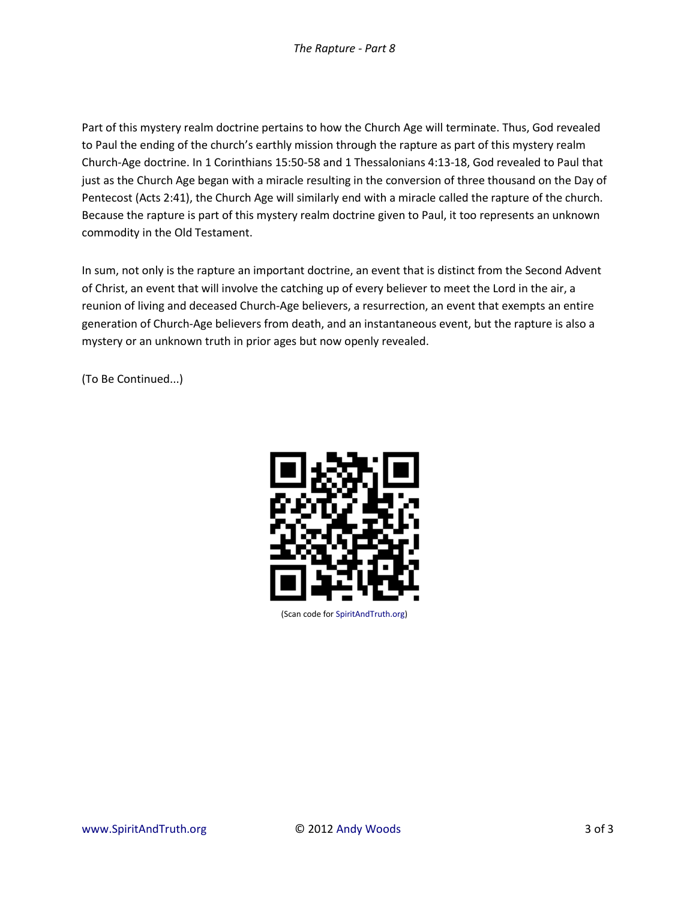Part of this mystery realm doctrine pertains to how the Church Age will terminate. Thus, God revealed to Paul the ending of the church's earthly mission through the rapture as part of this mystery realm Church-Age doctrine. In 1 Corinthians 15:50-58 and 1 Thessalonians 4:13-18, God revealed to Paul that just as the Church Age began with a miracle resulting in the conversion of three thousand on the Day of Pentecost (Acts 2:41), the Church Age will similarly end with a miracle called the rapture of the church. Because the rapture is part of this mystery realm doctrine given to Paul, it too represents an unknown commodity in the Old Testament.

In sum, not only is the rapture an important doctrine, an event that is distinct from the Second Advent of Christ, an event that will involve the catching up of every believer to meet the Lord in the air, a reunion of living and deceased Church-Age believers, a resurrection, an event that exempts an entire generation of Church-Age believers from death, and an instantaneous event, but the rapture is also a mystery or an unknown truth in prior ages but now openly revealed.

(To Be Continued...)

(Scan code for SpiritAndTruth.org)